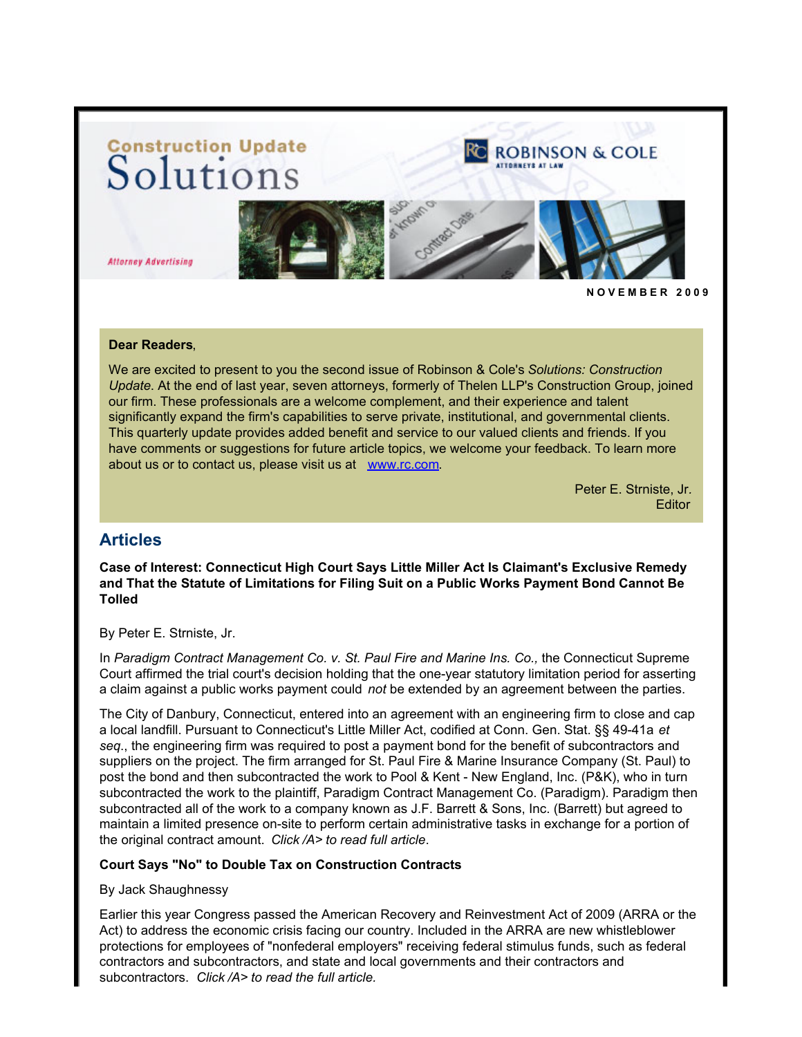Construction Update

# Solutions

ROBINSON & COLE
ATTORNEYS AT LAW

*Attorney Advertising*

NOVEMBER 2009

**Dear Readers**,

We are excited to present to you the second issue of Robinson & Cole's *Solutions: Construction Update*. At the end of last year, seven attorneys, formerly of Thelen LLP's Construction Group, joined our firm. These professionals are a welcome complement, and their experience and talent significantly expand the firm's capabilities to serve private, institutional, and governmental clients. This quarterly update provides added benefit and service to our valued clients and friends. If you have comments or suggestions for future article topics, we welcome your feedback. To learn more about us or to contact us, please visit us at www.rc.com.

Peter E. Strniste, Jr.
Editor

## Articles

### Case of Interest: Connecticut High Court Says Little Miller Act Is Claimant's Exclusive Remedy and That the Statute of Limitations for Filing Suit on a Public Works Payment Bond Cannot Be Tolled

By Peter E. Strniste, Jr.

In *Paradigm Contract Management Co. v. St. Paul Fire and Marine Ins. Co.,* the Connecticut Supreme Court affirmed the trial court's decision holding that the one-year statutory limitation period for asserting a claim against a public works payment could *not* be extended by an agreement between the parties.

The City of Danbury, Connecticut, entered into an agreement with an engineering firm to close and cap a local landfill. Pursuant to Connecticut's Little Miller Act, codified at Conn. Gen. Stat. §§ 49-41a *et seq.*, the engineering firm was required to post a payment bond for the benefit of subcontractors and suppliers on the project. The firm arranged for St. Paul Fire & Marine Insurance Company (St. Paul) to post the bond and then subcontracted the work to Pool & Kent - New England, Inc. (P&K), who in turn subcontracted the work to the plaintiff, Paradigm Contract Management Co. (Paradigm). Paradigm then subcontracted all of the work to a company known as J.F. Barrett & Sons, Inc. (Barrett) but agreed to maintain a limited presence on-site to perform certain administrative tasks in exchange for a portion of the original contract amount. *Click /A> to read full article*.

### Court Says "No" to Double Tax on Construction Contracts

By Jack Shaughnessy

Earlier this year Congress passed the American Recovery and Reinvestment Act of 2009 (ARRA or the Act) to address the economic crisis facing our country. Included in the ARRA are new whistleblower protections for employees of "nonfederal employers" receiving federal stimulus funds, such as federal contractors and subcontractors, and state and local governments and their contractors and subcontractors. *Click /A> to read the full article.*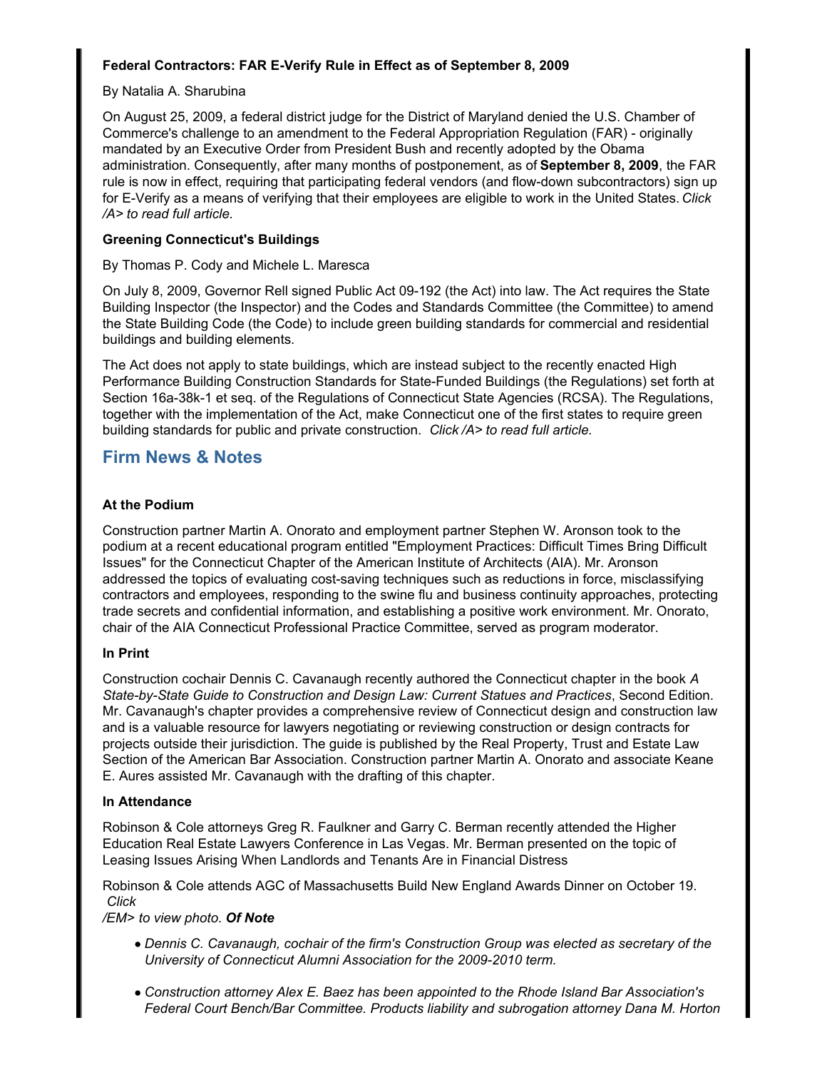**Federal Contractors: FAR E-Verify Rule in Effect as of September 8, 2009**

By Natalia A. Sharubina

On August 25, 2009, a federal district judge for the District of Maryland denied the U.S. Chamber of Commerce's challenge to an amendment to the Federal Appropriation Regulation (FAR) - originally mandated by an Executive Order from President Bush and recently adopted by the Obama administration. Consequently, after many months of postponement, as of **September 8, 2009**, the FAR rule is now in effect, requiring that participating federal vendors (and flow-down subcontractors) sign up for E-Verify as a means of verifying that their employees are eligible to work in the United States. *Click /A> to read full article.*

**Greening Connecticut's Buildings**

By Thomas P. Cody and Michele L. Maresca

On July 8, 2009, Governor Rell signed Public Act 09-192 (the Act) into law. The Act requires the State Building Inspector (the Inspector) and the Codes and Standards Committee (the Committee) to amend the State Building Code (the Code) to include green building standards for commercial and residential buildings and building elements.

The Act does not apply to state buildings, which are instead subject to the recently enacted High Performance Building Construction Standards for State-Funded Buildings (the Regulations) set forth at Section 16a-38k-1 et seq. of the Regulations of Connecticut State Agencies (RCSA). The Regulations, together with the implementation of the Act, make Connecticut one of the first states to require green building standards for public and private construction. *Click /A> to read full article.*

## Firm News & Notes

**At the Podium**

Construction partner Martin A. Onorato and employment partner Stephen W. Aronson took to the podium at a recent educational program entitled "Employment Practices: Difficult Times Bring Difficult Issues" for the Connecticut Chapter of the American Institute of Architects (AIA). Mr. Aronson addressed the topics of evaluating cost-saving techniques such as reductions in force, misclassifying contractors and employees, responding to the swine flu and business continuity approaches, protecting trade secrets and confidential information, and establishing a positive work environment. Mr. Onorato, chair of the AIA Connecticut Professional Practice Committee, served as program moderator.

**In Print**

Construction cochair Dennis C. Cavanaugh recently authored the Connecticut chapter in the book *A State-by-State Guide to Construction and Design Law: Current Statues and Practices*, Second Edition. Mr. Cavanaugh's chapter provides a comprehensive review of Connecticut design and construction law and is a valuable resource for lawyers negotiating or reviewing construction or design contracts for projects outside their jurisdiction. The guide is published by the Real Property, Trust and Estate Law Section of the American Bar Association. Construction partner Martin A. Onorato and associate Keane E. Aures assisted Mr. Cavanaugh with the drafting of this chapter.

**In Attendance**

Robinson & Cole attorneys Greg R. Faulkner and Garry C. Berman recently attended the Higher Education Real Estate Lawyers Conference in Las Vegas. Mr. Berman presented on the topic of Leasing Issues Arising When Landlords and Tenants Are in Financial Distress

Robinson & Cole attends AGC of Massachusetts Build New England Awards Dinner on October 19. *Click /EM> to view photo.* ***Of Note***

- *Dennis C. Cavanaugh, cochair of the firm's Construction Group was elected as secretary of the University of Connecticut Alumni Association for the 2009-2010 term.*
- *Construction attorney Alex E. Baez has been appointed to the Rhode Island Bar Association's Federal Court Bench/Bar Committee. Products liability and subrogation attorney Dana M. Horton*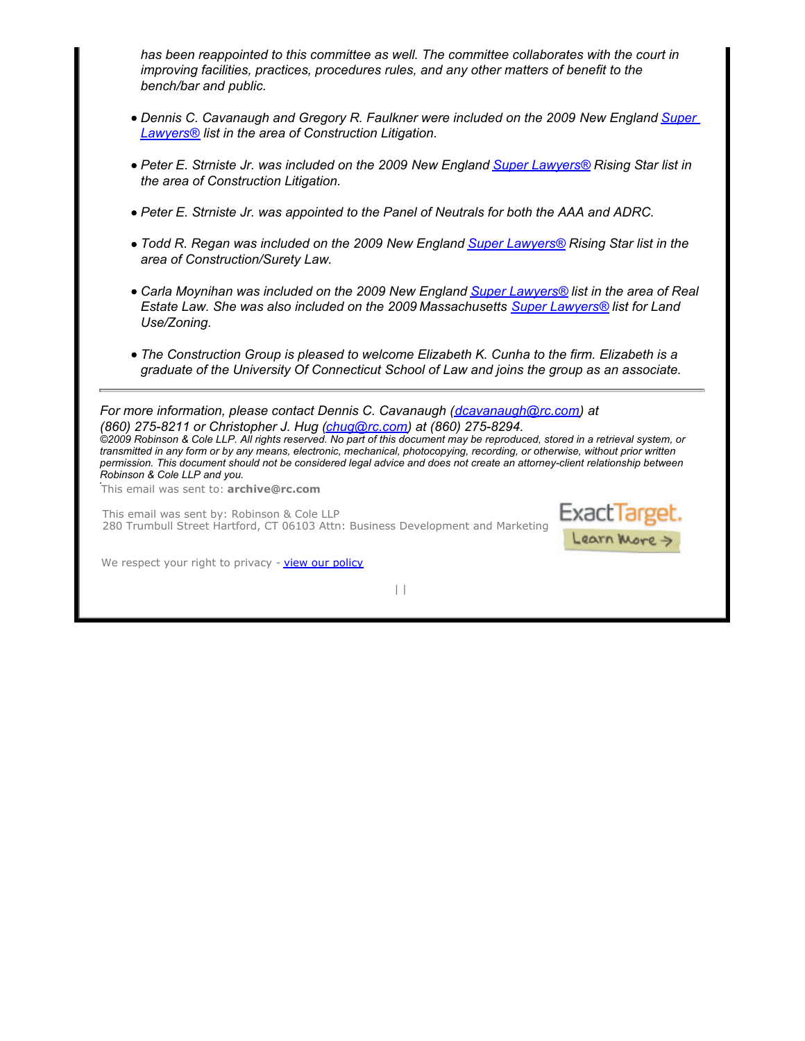*has been reappointed to this committee as well. The committee collaborates with the court in improving facilities, practices, procedures rules, and any other matters of benefit to the bench/bar and public.*

- *Dennis C. Cavanaugh and Gregory R. Faulkner were included on the 2009 New England Super Lawyers® list in the area of Construction Litigation.*
- *Peter E. Strniste Jr. was included on the 2009 New England Super Lawyers® Rising Star list in the area of Construction Litigation.*
- *Peter E. Strniste Jr. was appointed to the Panel of Neutrals for both the AAA and ADRC.*
- *Todd R. Regan was included on the 2009 New England Super Lawyers® Rising Star list in the area of Construction/Surety Law.*
- *Carla Moynihan was included on the 2009 New England Super Lawyers® list in the area of Real Estate Law. She was also included on the 2009 Massachusetts Super Lawyers® list for Land Use/Zoning.*
- *The Construction Group is pleased to welcome Elizabeth K. Cunha to the firm. Elizabeth is a graduate of the University Of Connecticut School of Law and joins the group as an associate.*

---

*For more information, please contact Dennis C. Cavanaugh (dcavanaugh@rc.com) at (860) 275-8211 or Christopher J. Hug (chug@rc.com) at (860) 275-8294.*

*©2009 Robinson & Cole LLP. All rights reserved. No part of this document may be reproduced, stored in a retrieval system, or transmitted in any form or by any means, electronic, mechanical, photocopying, recording, or otherwise, without prior written permission. This document should not be considered legal advice and does not create an attorney-client relationship between Robinson & Cole LLP and you.*

This email was sent to: **archive@rc.com**

This email was sent by: Robinson & Cole LLP
280 Trumbull Street Hartford, CT 06103 Attn: Business Development and Marketing

ExactTarget. Learn More →

We respect your right to privacy - view our policy

| |